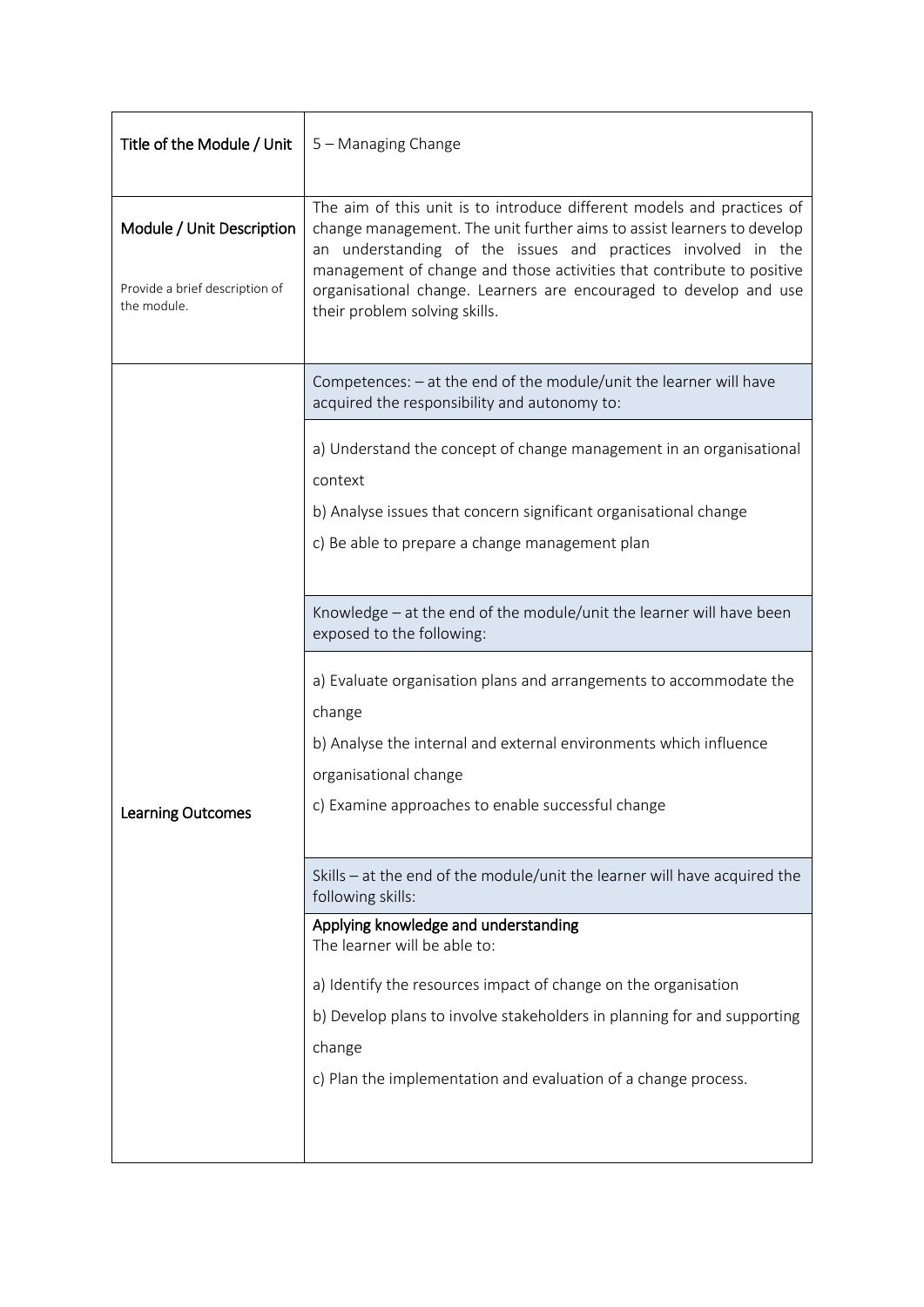| Title of the Module / Unit | 5 – Managing Change |
|---|---|
| **Module / Unit Description**<br><br>Provide a brief description of the module. | The aim of this unit is to introduce different models and practices of change management. The unit further aims to assist learners to develop an understanding of the issues and practices involved in the management of change and those activities that contribute to positive organisational change. Learners are encouraged to develop and use their problem solving skills. |
| **Learning Outcomes** | Competences: – at the end of the module/unit the learner will have acquired the responsibility and autonomy to:<br><br>a) Understand the concept of change management in an organisational context<br>b) Analyse issues that concern significant organisational change<br>c) Be able to prepare a change management plan<br><br>Knowledge – at the end of the module/unit the learner will have been exposed to the following:<br><br>a) Evaluate organisation plans and arrangements to accommodate the change<br>b) Analyse the internal and external environments which influence organisational change<br>c) Examine approaches to enable successful change<br><br>Skills – at the end of the module/unit the learner will have acquired the following skills:<br><br>Applying knowledge and understanding<br>The learner will be able to:<br><br>a) Identify the resources impact of change on the organisation<br>b) Develop plans to involve stakeholders in planning for and supporting change<br>c) Plan the implementation and evaluation of a change process. |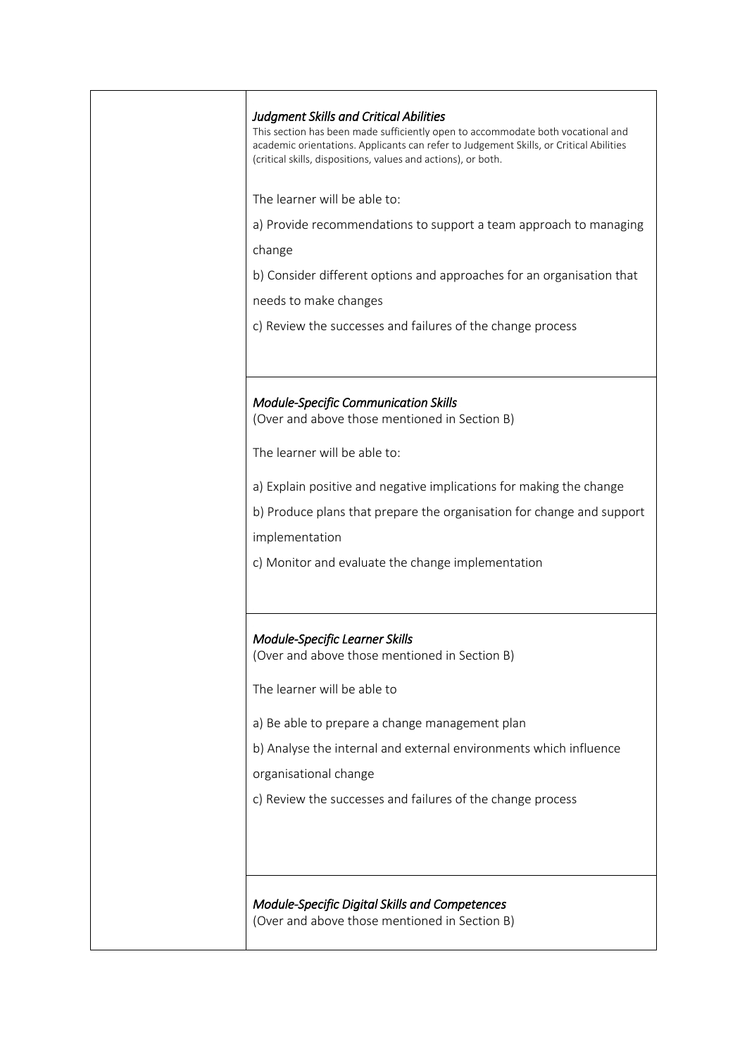| | |
|---|---|
| | ***Judgment Skills and Critical Abilities***<br>This section has been made sufficiently open to accommodate both vocational and academic orientations. Applicants can refer to Judgement Skills, or Critical Abilities (critical skills, dispositions, values and actions), or both.<br><br>The learner will be able to:<br><br>a) Provide recommendations to support a team approach to managing change<br><br>b) Consider different options and approaches for an organisation that needs to make changes<br><br>c) Review the successes and failures of the change process |
| | ***Module-Specific Communication Skills***<br>(Over and above those mentioned in Section B)<br><br>The learner will be able to:<br><br>a) Explain positive and negative implications for making the change<br><br>b) Produce plans that prepare the organisation for change and support implementation<br><br>c) Monitor and evaluate the change implementation |
| | ***Module-Specific Learner Skills***<br>(Over and above those mentioned in Section B)<br><br>The learner will be able to<br><br>a) Be able to prepare a change management plan<br><br>b) Analyse the internal and external environments which influence organisational change<br><br>c) Review the successes and failures of the change process |
| | ***Module-Specific Digital Skills and Competences***<br>(Over and above those mentioned in Section B) |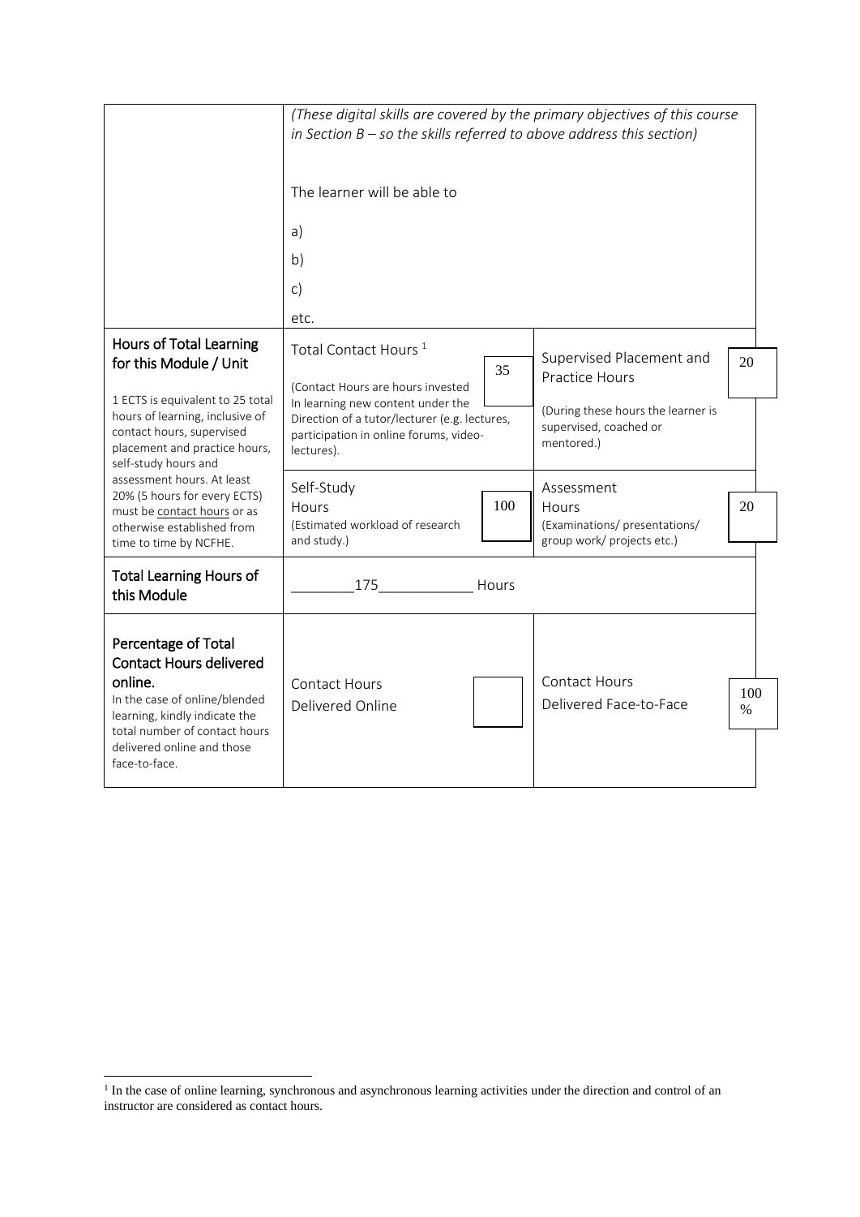| | | |
|---|---|---|
| | *(These digital skills are covered by the primary objectives of this course in Section B – so the skills referred to above address this section)*<br><br>The learner will be able to<br><br>a)<br>b)<br>c)<br>etc. | |
| **Hours of Total Learning for this Module / Unit**<br><br>1 ECTS is equivalent to 25 total hours of learning, inclusive of contact hours, supervised placement and practice hours, self-study hours and assessment hours. At least 20% (5 hours for every ECTS) must be contact hours or as otherwise established from time to time by NCFHE. | Total Contact Hours [1]<br>(Contact Hours are hours invested In learning new content under the Direction of a tutor/lecturer (e.g. lectures, participation in online forums, video-lectures).<br>35 | Supervised Placement and Practice Hours<br>(During these hours the learner is supervised, coached or mentored.)<br>20 |
| | Self-Study Hours<br>(Estimated workload of research and study.)<br>100 | Assessment Hours<br>(Examinations/ presentations/ group work/ projects etc.)<br>20 |
| **Total Learning Hours of this Module** | \_\_\_\_\_\_\_\_175\_\_\_\_\_\_\_\_\_\_\_\_ Hours | |
| **Percentage of Total Contact Hours delivered online.**<br>In the case of online/blended learning, kindly indicate the total number of contact hours delivered online and those face-to-face. | Contact Hours Delivered Online | Contact Hours Delivered Face-to-Face<br>100 % |

[1] In the case of online learning, synchronous and asynchronous learning activities under the direction and control of an instructor are considered as contact hours.